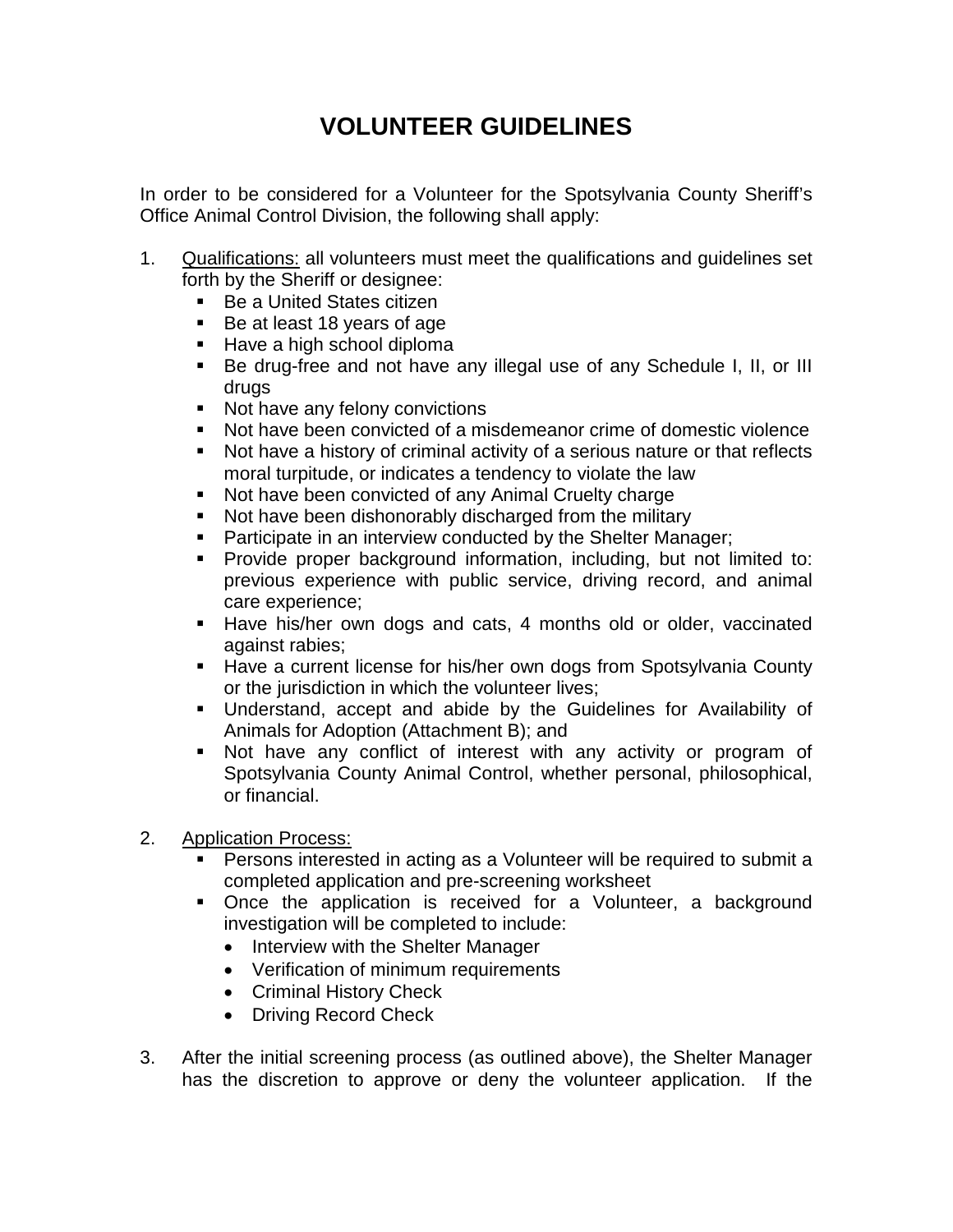# VOLUNTEER GUIDELINES

In order to be considered for a Volunteer for the Spotsylvania County Sheriff's Office Animal Control Division, the following shall apply:

1. Qualifications: all volunteers must meet the qualifications and guidelines set forth by the Sheriff or designee:
   - Be a United States citizen
   - Be at least 18 years of age
   - Have a high school diploma
   - Be drug-free and not have any illegal use of any Schedule I, II, or III drugs
   - Not have any felony convictions
   - Not have been convicted of a misdemeanor crime of domestic violence
   - Not have a history of criminal activity of a serious nature or that reflects moral turpitude, or indicates a tendency to violate the law
   - Not have been convicted of any Animal Cruelty charge
   - Not have been dishonorably discharged from the military
   - Participate in an interview conducted by the Shelter Manager;
   - Provide proper background information, including, but not limited to: previous experience with public service, driving record, and animal care experience;
   - Have his/her own dogs and cats, 4 months old or older, vaccinated against rabies;
   - Have a current license for his/her own dogs from Spotsylvania County or the jurisdiction in which the volunteer lives;
   - Understand, accept and abide by the Guidelines for Availability of Animals for Adoption (Attachment B); and
   - Not have any conflict of interest with any activity or program of Spotsylvania County Animal Control, whether personal, philosophical, or financial.

2. Application Process:
   - Persons interested in acting as a Volunteer will be required to submit a completed application and pre-screening worksheet
   - Once the application is received for a Volunteer, a background investigation will be completed to include:
     - Interview with the Shelter Manager
     - Verification of minimum requirements
     - Criminal History Check
     - Driving Record Check

3. After the initial screening process (as outlined above), the Shelter Manager has the discretion to approve or deny the volunteer application. If the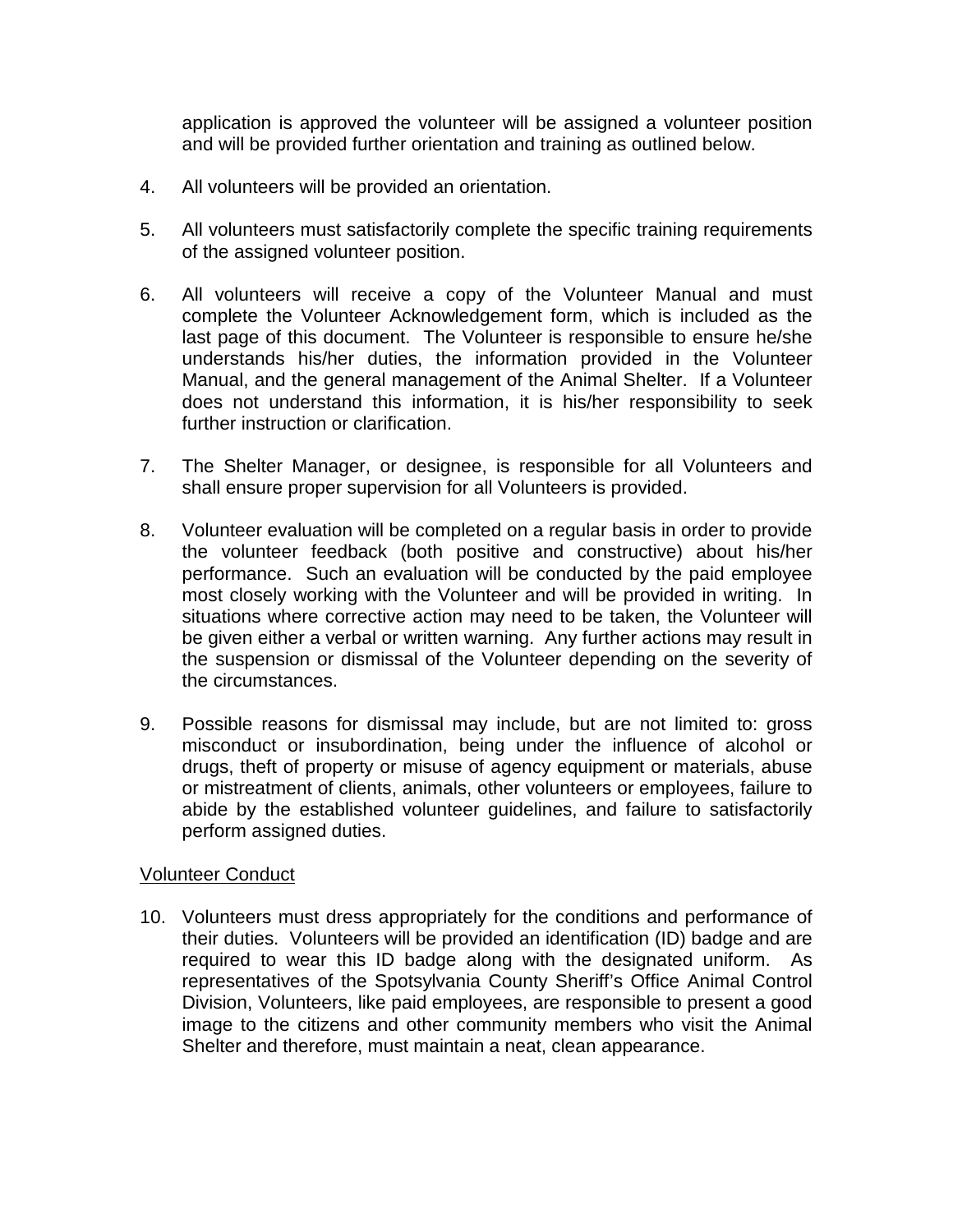application is approved the volunteer will be assigned a volunteer position and will be provided further orientation and training as outlined below.

4. All volunteers will be provided an orientation.

5. All volunteers must satisfactorily complete the specific training requirements of the assigned volunteer position.

6. All volunteers will receive a copy of the Volunteer Manual and must complete the Volunteer Acknowledgement form, which is included as the last page of this document. The Volunteer is responsible to ensure he/she understands his/her duties, the information provided in the Volunteer Manual, and the general management of the Animal Shelter. If a Volunteer does not understand this information, it is his/her responsibility to seek further instruction or clarification.

7. The Shelter Manager, or designee, is responsible for all Volunteers and shall ensure proper supervision for all Volunteers is provided.

8. Volunteer evaluation will be completed on a regular basis in order to provide the volunteer feedback (both positive and constructive) about his/her performance. Such an evaluation will be conducted by the paid employee most closely working with the Volunteer and will be provided in writing. In situations where corrective action may need to be taken, the Volunteer will be given either a verbal or written warning. Any further actions may result in the suspension or dismissal of the Volunteer depending on the severity of the circumstances.

9. Possible reasons for dismissal may include, but are not limited to: gross misconduct or insubordination, being under the influence of alcohol or drugs, theft of property or misuse of agency equipment or materials, abuse or mistreatment of clients, animals, other volunteers or employees, failure to abide by the established volunteer guidelines, and failure to satisfactorily perform assigned duties.

<u>Volunteer Conduct</u>

10. Volunteers must dress appropriately for the conditions and performance of their duties. Volunteers will be provided an identification (ID) badge and are required to wear this ID badge along with the designated uniform. As representatives of the Spotsylvania County Sheriff's Office Animal Control Division, Volunteers, like paid employees, are responsible to present a good image to the citizens and other community members who visit the Animal Shelter and therefore, must maintain a neat, clean appearance.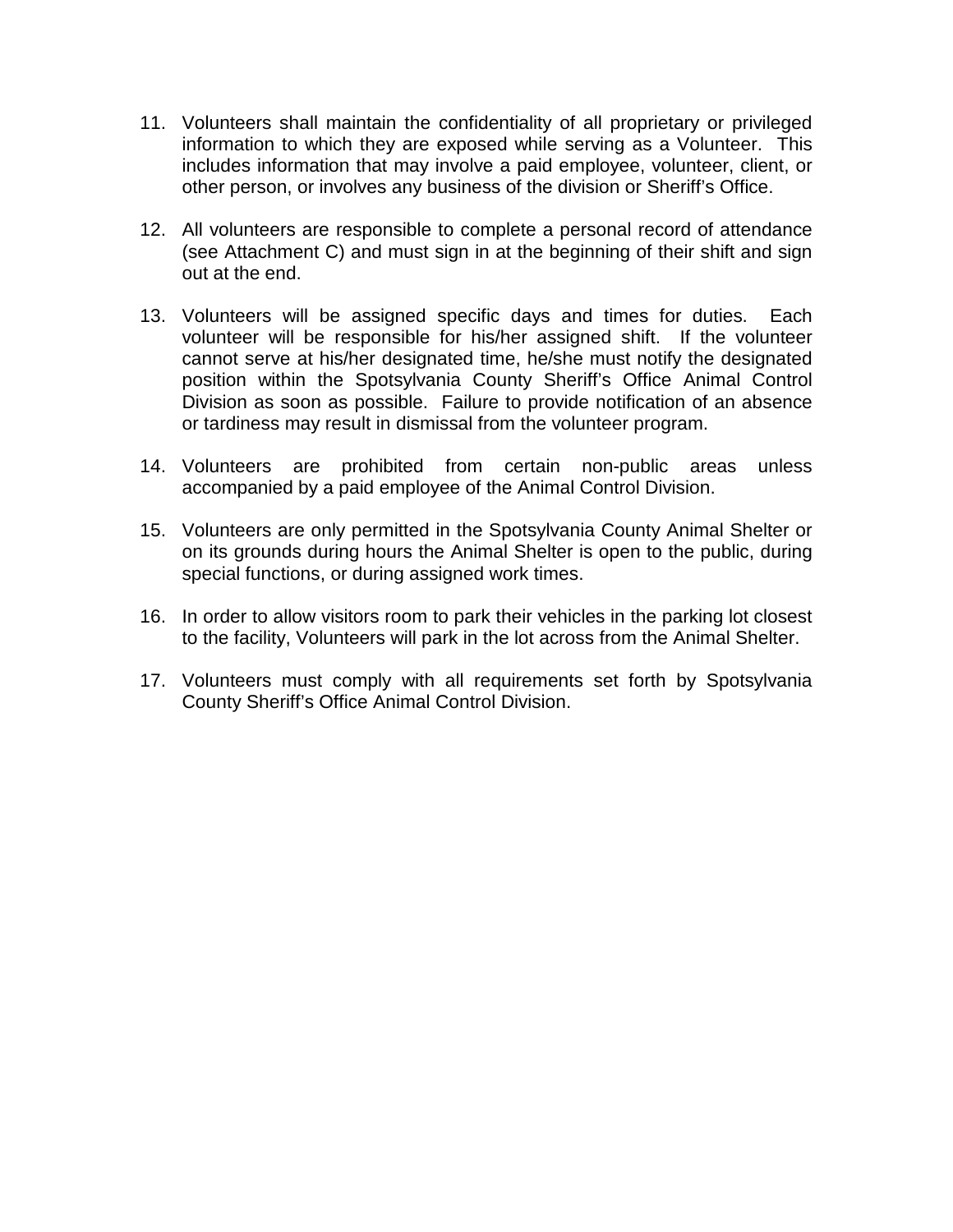11. Volunteers shall maintain the confidentiality of all proprietary or privileged information to which they are exposed while serving as a Volunteer. This includes information that may involve a paid employee, volunteer, client, or other person, or involves any business of the division or Sheriff's Office.

12. All volunteers are responsible to complete a personal record of attendance (see Attachment C) and must sign in at the beginning of their shift and sign out at the end.

13. Volunteers will be assigned specific days and times for duties. Each volunteer will be responsible for his/her assigned shift. If the volunteer cannot serve at his/her designated time, he/she must notify the designated position within the Spotsylvania County Sheriff's Office Animal Control Division as soon as possible. Failure to provide notification of an absence or tardiness may result in dismissal from the volunteer program.

14. Volunteers are prohibited from certain non-public areas unless accompanied by a paid employee of the Animal Control Division.

15. Volunteers are only permitted in the Spotsylvania County Animal Shelter or on its grounds during hours the Animal Shelter is open to the public, during special functions, or during assigned work times.

16. In order to allow visitors room to park their vehicles in the parking lot closest to the facility, Volunteers will park in the lot across from the Animal Shelter.

17. Volunteers must comply with all requirements set forth by Spotsylvania County Sheriff's Office Animal Control Division.